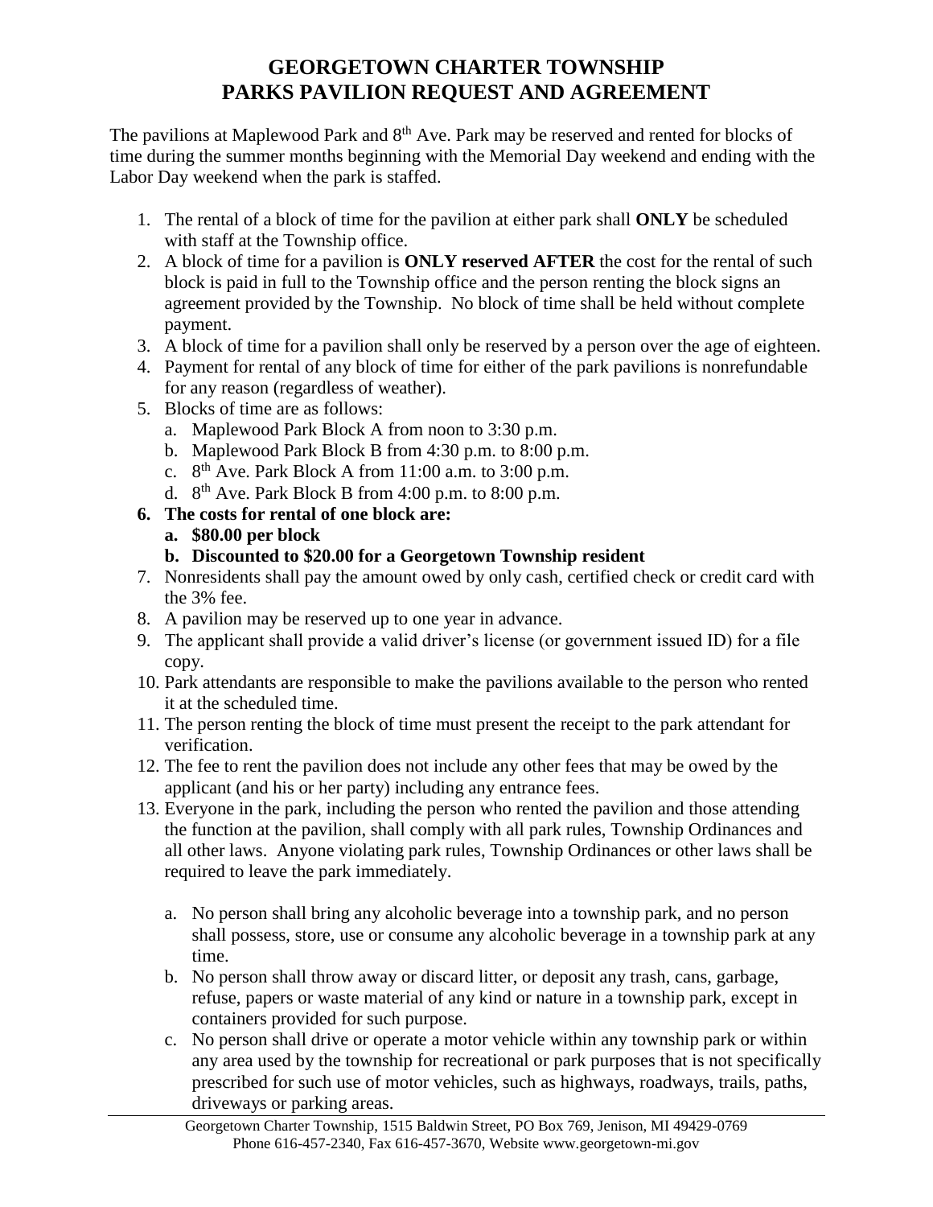# GEORGETOWN CHARTER TOWNSHIP
# PARKS PAVILION REQUEST AND AGREEMENT

The pavilions at Maplewood Park and 8th Ave. Park may be reserved and rented for blocks of time during the summer months beginning with the Memorial Day weekend and ending with the Labor Day weekend when the park is staffed.

1. The rental of a block of time for the pavilion at either park shall **ONLY** be scheduled with staff at the Township office.
2. A block of time for a pavilion is **ONLY reserved AFTER** the cost for the rental of such block is paid in full to the Township office and the person renting the block signs an agreement provided by the Township. No block of time shall be held without complete payment.
3. A block of time for a pavilion shall only be reserved by a person over the age of eighteen.
4. Payment for rental of any block of time for either of the park pavilions is nonrefundable for any reason (regardless of weather).
5. Blocks of time are as follows:
   a. Maplewood Park Block A from noon to 3:30 p.m.
   b. Maplewood Park Block B from 4:30 p.m. to 8:00 p.m.
   c. 8th Ave. Park Block A from 11:00 a.m. to 3:00 p.m.
   d. 8th Ave. Park Block B from 4:00 p.m. to 8:00 p.m.
6. **The costs for rental of one block are:**
   **a. $80.00 per block**
   **b. Discounted to $20.00 for a Georgetown Township resident**
7. Nonresidents shall pay the amount owed by only cash, certified check or credit card with the 3% fee.
8. A pavilion may be reserved up to one year in advance.
9. The applicant shall provide a valid driver's license (or government issued ID) for a file copy.
10. Park attendants are responsible to make the pavilions available to the person who rented it at the scheduled time.
11. The person renting the block of time must present the receipt to the park attendant for verification.
12. The fee to rent the pavilion does not include any other fees that may be owed by the applicant (and his or her party) including any entrance fees.
13. Everyone in the park, including the person who rented the pavilion and those attending the function at the pavilion, shall comply with all park rules, Township Ordinances and all other laws. Anyone violating park rules, Township Ordinances or other laws shall be required to leave the park immediately.

    a. No person shall bring any alcoholic beverage into a township park, and no person shall possess, store, use or consume any alcoholic beverage in a township park at any time.
    b. No person shall throw away or discard litter, or deposit any trash, cans, garbage, refuse, papers or waste material of any kind or nature in a township park, except in containers provided for such purpose.
    c. No person shall drive or operate a motor vehicle within any township park or within any area used by the township for recreational or park purposes that is not specifically prescribed for such use of motor vehicles, such as highways, roadways, trails, paths, driveways or parking areas.

Georgetown Charter Township, 1515 Baldwin Street, PO Box 769, Jenison, MI 49429-0769
Phone 616-457-2340, Fax 616-457-3670, Website www.georgetown-mi.gov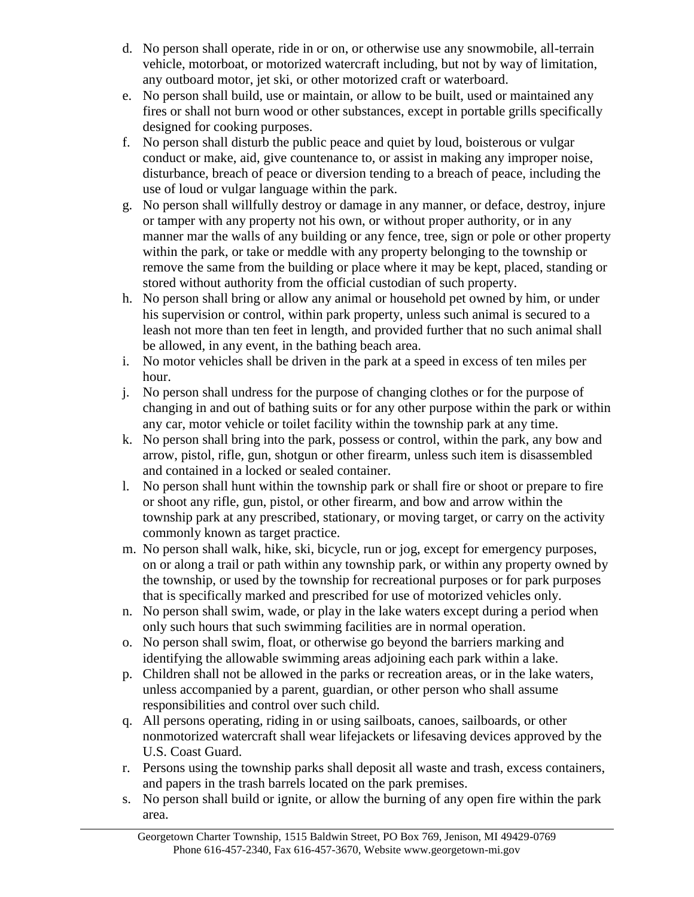d. No person shall operate, ride in or on, or otherwise use any snowmobile, all-terrain vehicle, motorboat, or motorized watercraft including, but not by way of limitation, any outboard motor, jet ski, or other motorized craft or waterboard.
e. No person shall build, use or maintain, or allow to be built, used or maintained any fires or shall not burn wood or other substances, except in portable grills specifically designed for cooking purposes.
f. No person shall disturb the public peace and quiet by loud, boisterous or vulgar conduct or make, aid, give countenance to, or assist in making any improper noise, disturbance, breach of peace or diversion tending to a breach of peace, including the use of loud or vulgar language within the park.
g. No person shall willfully destroy or damage in any manner, or deface, destroy, injure or tamper with any property not his own, or without proper authority, or in any manner mar the walls of any building or any fence, tree, sign or pole or other property within the park, or take or meddle with any property belonging to the township or remove the same from the building or place where it may be kept, placed, standing or stored without authority from the official custodian of such property.
h. No person shall bring or allow any animal or household pet owned by him, or under his supervision or control, within park property, unless such animal is secured to a leash not more than ten feet in length, and provided further that no such animal shall be allowed, in any event, in the bathing beach area.
i. No motor vehicles shall be driven in the park at a speed in excess of ten miles per hour.
j. No person shall undress for the purpose of changing clothes or for the purpose of changing in and out of bathing suits or for any other purpose within the park or within any car, motor vehicle or toilet facility within the township park at any time.
k. No person shall bring into the park, possess or control, within the park, any bow and arrow, pistol, rifle, gun, shotgun or other firearm, unless such item is disassembled and contained in a locked or sealed container.
l. No person shall hunt within the township park or shall fire or shoot or prepare to fire or shoot any rifle, gun, pistol, or other firearm, and bow and arrow within the township park at any prescribed, stationary, or moving target, or carry on the activity commonly known as target practice.
m. No person shall walk, hike, ski, bicycle, run or jog, except for emergency purposes, on or along a trail or path within any township park, or within any property owned by the township, or used by the township for recreational purposes or for park purposes that is specifically marked and prescribed for use of motorized vehicles only.
n. No person shall swim, wade, or play in the lake waters except during a period when only such hours that such swimming facilities are in normal operation.
o. No person shall swim, float, or otherwise go beyond the barriers marking and identifying the allowable swimming areas adjoining each park within a lake.
p. Children shall not be allowed in the parks or recreation areas, or in the lake waters, unless accompanied by a parent, guardian, or other person who shall assume responsibilities and control over such child.
q. All persons operating, riding in or using sailboats, canoes, sailboards, or other nonmotorized watercraft shall wear lifejackets or lifesaving devices approved by the U.S. Coast Guard.
r. Persons using the township parks shall deposit all waste and trash, excess containers, and papers in the trash barrels located on the park premises.
s. No person shall build or ignite, or allow the burning of any open fire within the park area.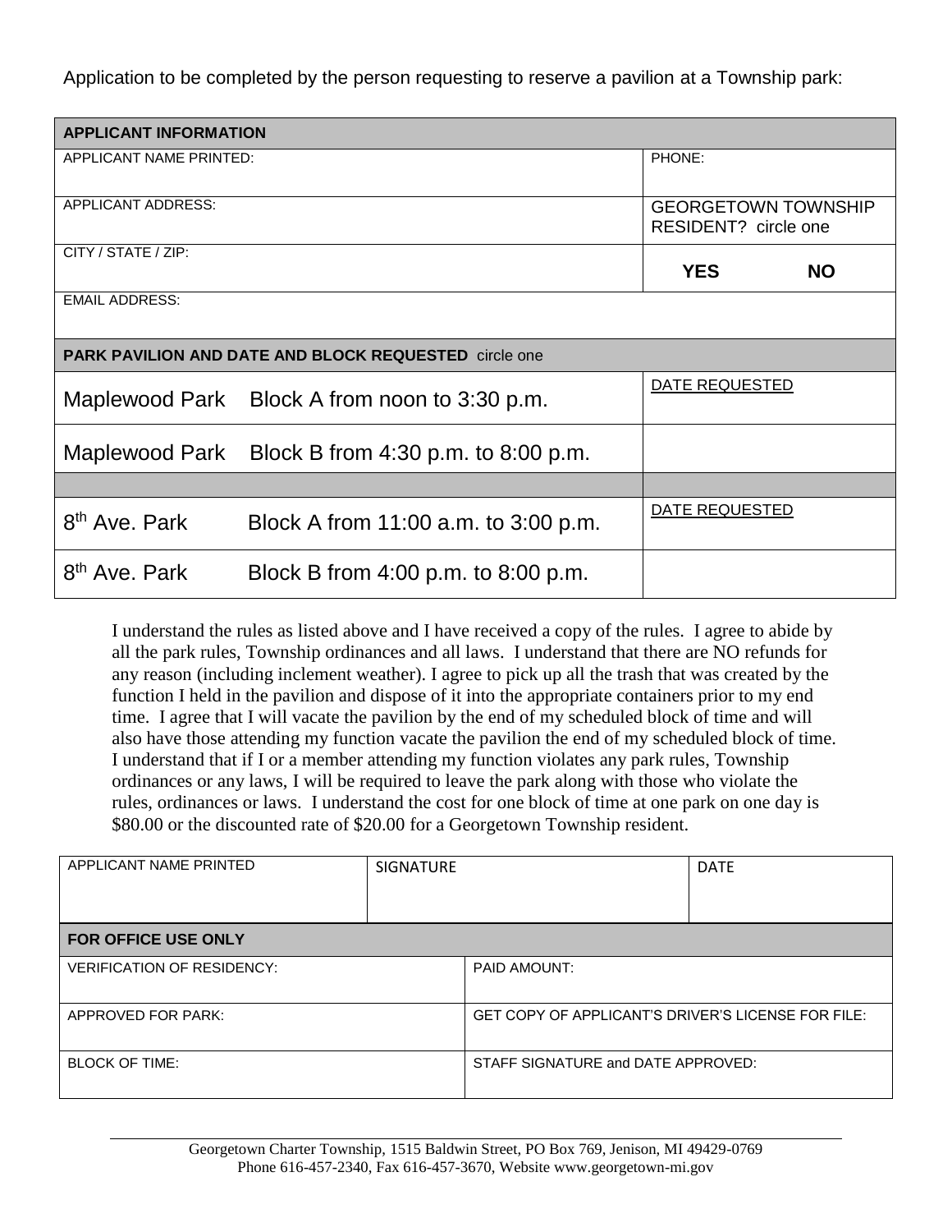Application to be completed by the person requesting to reserve a pavilion at a Township park:

| APPLICANT INFORMATION | |
|---|---|
| APPLICANT NAME PRINTED: | PHONE: |
| APPLICANT ADDRESS: | GEORGETOWN TOWNSHIP RESIDENT? circle one |
| CITY / STATE / ZIP: | **YES** **NO** |
| EMAIL ADDRESS: | |
| **PARK PAVILION AND DATE AND BLOCK REQUESTED** circle one | |
| Maplewood Park Block A from noon to 3:30 p.m. | DATE REQUESTED |
| Maplewood Park Block B from 4:30 p.m. to 8:00 p.m. | |
| | |
| 8th Ave. Park Block A from 11:00 a.m. to 3:00 p.m. | DATE REQUESTED |
| 8th Ave. Park Block B from 4:00 p.m. to 8:00 p.m. | |

I understand the rules as listed above and I have received a copy of the rules. I agree to abide by all the park rules, Township ordinances and all laws. I understand that there are NO refunds for any reason (including inclement weather). I agree to pick up all the trash that was created by the function I held in the pavilion and dispose of it into the appropriate containers prior to my end time. I agree that I will vacate the pavilion by the end of my scheduled block of time and will also have those attending my function vacate the pavilion the end of my scheduled block of time. I understand that if I or a member attending my function violates any park rules, Township ordinances or any laws, I will be required to leave the park along with those who violate the rules, ordinances or laws. I understand the cost for one block of time at one park on one day is $80.00 or the discounted rate of $20.00 for a Georgetown Township resident.

| APPLICANT NAME PRINTED | SIGNATURE | DATE |
|---|---|---|
| | | |

| FOR OFFICE USE ONLY | |
|---|---|
| VERIFICATION OF RESIDENCY: | PAID AMOUNT: |
| APPROVED FOR PARK: | GET COPY OF APPLICANT'S DRIVER'S LICENSE FOR FILE: |
| BLOCK OF TIME: | STAFF SIGNATURE and DATE APPROVED: |

Georgetown Charter Township, 1515 Baldwin Street, PO Box 769, Jenison, MI 49429-0769
Phone 616-457-2340, Fax 616-457-3670, Website www.georgetown-mi.gov